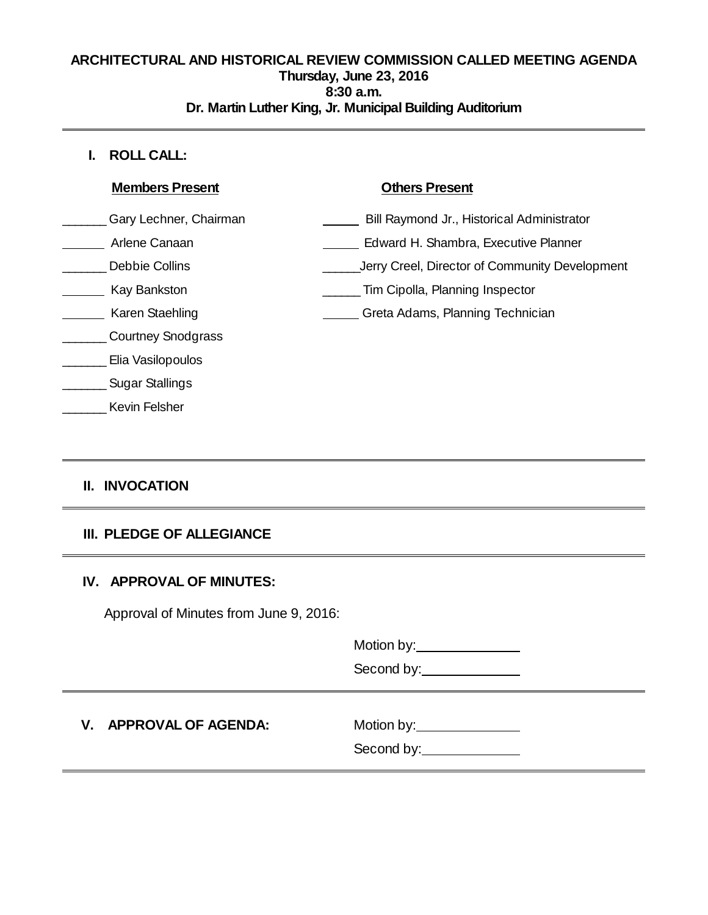# ARCHITECTURAL AND HISTORICAL REVIEW COMMISSION CALLED MEETING AGENDA

**Thursday, June 23, 2016**
**8:30 a.m.**
**Dr. Martin Luther King, Jr. Municipal Building Auditorium**

---

## I. ROLL CALL:

| Members Present | Others Present |
|---|---|
| ______ Gary Lechner, Chairman | ______ Bill Raymond Jr., Historical Administrator |
| ______ Arlene Canaan | ______ Edward H. Shambra, Executive Planner |
| ______ Debbie Collins | ______ Jerry Creel, Director of Community Development |
| ______ Kay Bankston | ______ Tim Cipolla, Planning Inspector |
| ______ Karen Staehling | ______ Greta Adams, Planning Technician |
| ______ Courtney Snodgrass | |
| ______ Elia Vasilopoulos | |
| ______ Sugar Stallings | |
| ______ Kevin Felsher | |

---

## II. INVOCATION

---

## III. PLEDGE OF ALLEGIANCE

---

## IV. APPROVAL OF MINUTES:

Approval of Minutes from June 9, 2016:

Motion by: ______________

Second by: ______________

---

## V. APPROVAL OF AGENDA:

Motion by: ______________

Second by: ______________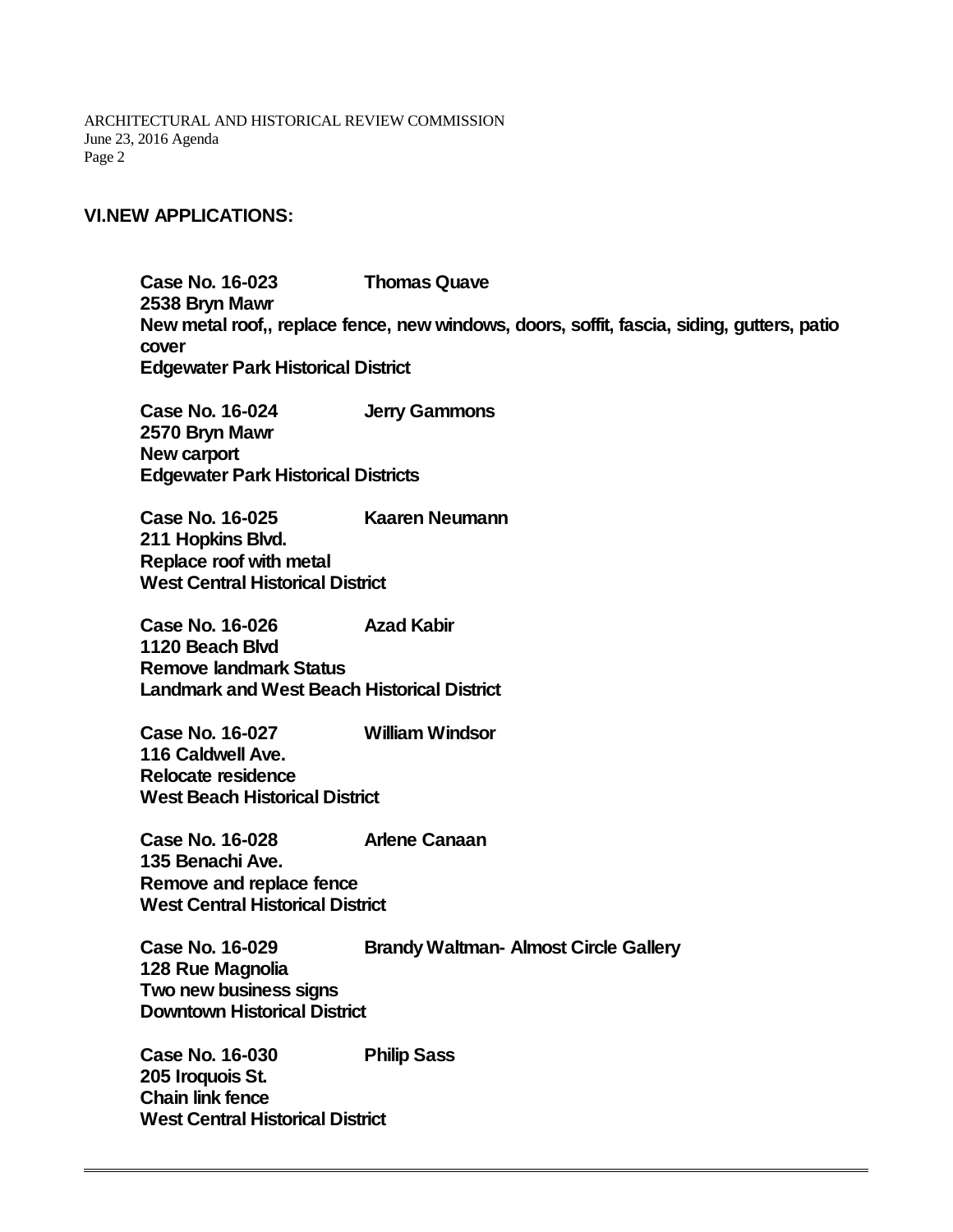## VI.NEW APPLICATIONS:

**Case No. 16-023 Thomas Quave**
**2538 Bryn Mawr**
**New metal roof,, replace fence, new windows, doors, soffit, fascia, siding, gutters, patio cover**
**Edgewater Park Historical District**

**Case No. 16-024 Jerry Gammons**
**2570 Bryn Mawr**
**New carport**
**Edgewater Park Historical Districts**

**Case No. 16-025 Kaaren Neumann**
**211 Hopkins Blvd.**
**Replace roof with metal**
**West Central Historical District**

**Case No. 16-026 Azad Kabir**
**1120 Beach Blvd**
**Remove landmark Status**
**Landmark and West Beach Historical District**

**Case No. 16-027 William Windsor**
**116 Caldwell Ave.**
**Relocate residence**
**West Beach Historical District**

**Case No. 16-028 Arlene Canaan**
**135 Benachi Ave.**
**Remove and replace fence**
**West Central Historical District**

**Case No. 16-029 Brandy Waltman- Almost Circle Gallery**
**128 Rue Magnolia**
**Two new business signs**
**Downtown Historical District**

**Case No. 16-030 Philip Sass**
**205 Iroquois St.**
**Chain link fence**
**West Central Historical District**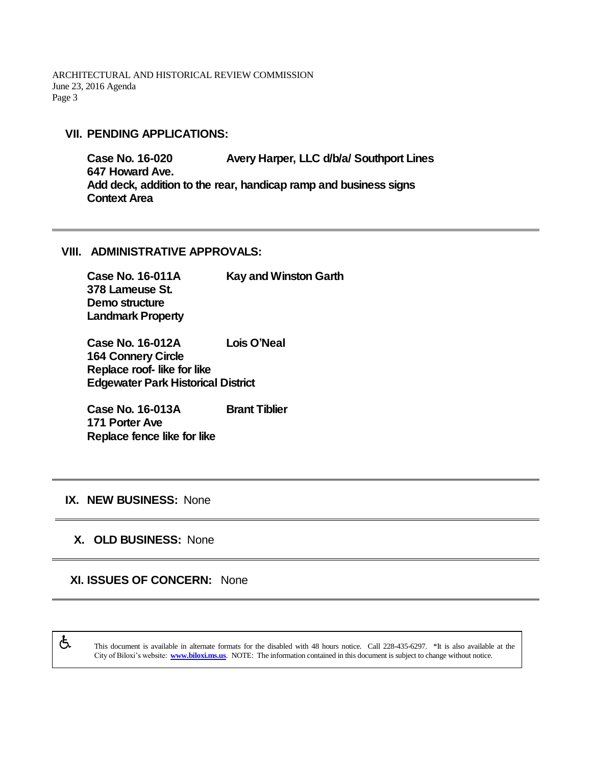## VII. PENDING APPLICATIONS:

**Case No. 16-020 Avery Harper, LLC d/b/a/ Southport Lines**
**647 Howard Ave.**
**Add deck, addition to the rear, handicap ramp and business signs**
**Context Area**

---

## VIII. ADMINISTRATIVE APPROVALS:

**Case No. 16-011A Kay and Winston Garth**
**378 Lameuse St.**
**Demo structure**
**Landmark Property**

**Case No. 16-012A Lois O'Neal**
**164 Connery Circle**
**Replace roof- like for like**
**Edgewater Park Historical District**

**Case No. 16-013A Brant Tiblier**
**171 Porter Ave**
**Replace fence like for like**

---

## IX. NEW BUSINESS: None

---

## X. OLD BUSINESS: None

---

## XI. ISSUES OF CONCERN: None

---

♿ This document is available in alternate formats for the disabled with 48 hours notice. Call 228-435-6297. *It is also available at the City of Biloxi's website: **www.biloxi.ms.us**. NOTE: The information contained in this document is subject to change without notice.